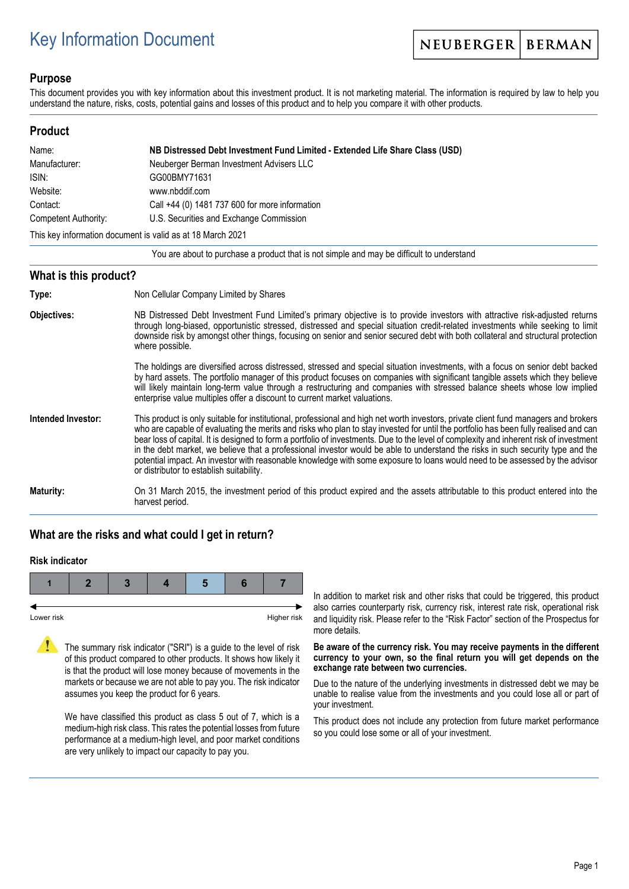# Key Information Document

NEUBERGER | BERMAN

## Purpose

This document provides you with key information about this investment product. It is not marketing material. The information is required by law to help you understand the nature, risks, costs, potential gains and losses of this product and to help you compare it with other products.

## Product

| | |
|---|---|
| Name: | **NB Distressed Debt Investment Fund Limited - Extended Life Share Class (USD)** |
| Manufacturer: | Neuberger Berman Investment Advisers LLC |
| ISIN: | GG00BMY71631 |
| Website: | www.nbddif.com |
| Contact: | Call +44 (0) 1481 737 600 for more information |
| Competent Authority: | U.S. Securities and Exchange Commission |

This key information document is valid as at 18 March 2021

You are about to purchase a product that is not simple and may be difficult to understand

## What is this product?

**Type:** Non Cellular Company Limited by Shares

**Objectives:** NB Distressed Debt Investment Fund Limited's primary objective is to provide investors with attractive risk-adjusted returns through long-biased, opportunistic stressed, distressed and special situation credit-related investments while seeking to limit downside risk by amongst other things, focusing on senior and senior secured debt with both collateral and structural protection where possible.

The holdings are diversified across distressed, stressed and special situation investments, with a focus on senior debt backed by hard assets. The portfolio manager of this product focuses on companies with significant tangible assets which they believe will likely maintain long-term value through a restructuring and companies with stressed balance sheets whose low implied enterprise value multiples offer a discount to current market valuations.

**Intended Investor:** This product is only suitable for institutional, professional and high net worth investors, private client fund managers and brokers who are capable of evaluating the merits and risks who plan to stay invested for until the portfolio has been fully realised and can bear loss of capital. It is designed to form a portfolio of investments. Due to the level of complexity and inherent risk of investment in the debt market, we believe that a professional investor would be able to understand the risks in such security type and the potential impact. An investor with reasonable knowledge with some exposure to loans would need to be assessed by the advisor or distributor to establish suitability.

**Maturity:** On 31 March 2015, the investment period of this product expired and the assets attributable to this product entered into the harvest period.

## What are the risks and what could I get in return?

### Risk indicator

| 1 | 2 | 3 | 4 | **5** | 6 | 7 |
|---|---|---|---|---|---|---|

Lower risk ← → Higher risk

The summary risk indicator ("SRI") is a guide to the level of risk of this product compared to other products. It shows how likely it is that the product will lose money because of movements in the markets or because we are not able to pay you. The risk indicator assumes you keep the product for 6 years.

We have classified this product as class 5 out of 7, which is a medium-high risk class. This rates the potential losses from future performance at a medium-high level, and poor market conditions are very unlikely to impact our capacity to pay you.

In addition to market risk and other risks that could be triggered, this product also carries counterparty risk, currency risk, interest rate risk, operational risk and liquidity risk. Please refer to the "Risk Factor" section of the Prospectus for more details.

**Be aware of the currency risk. You may receive payments in the different currency to your own, so the final return you will get depends on the exchange rate between two currencies.**

Due to the nature of the underlying investments in distressed debt we may be unable to realise value from the investments and you could lose all or part of your investment.

This product does not include any protection from future market performance so you could lose some or all of your investment.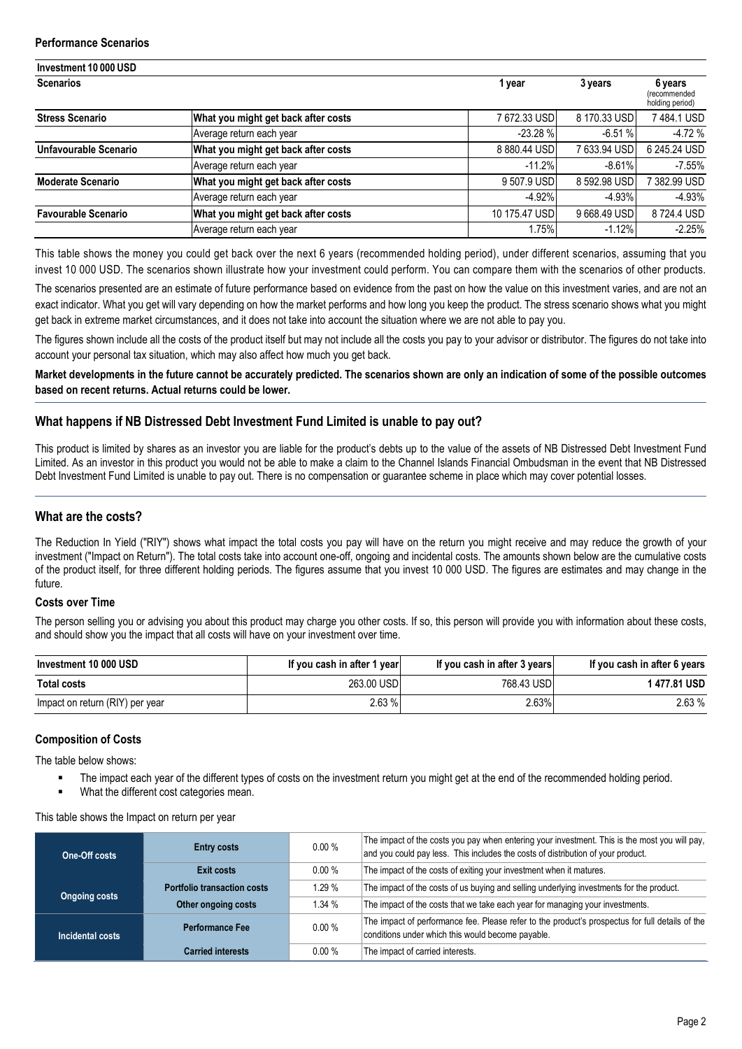### Performance Scenarios

| Investment 10 000 USD | | | | |
|---|---|---|---|---|
| **Scenarios** | | **1 year** | **3 years** | **6 years** (recommended holding period) |
| **Stress Scenario** | **What you might get back after costs** | 7 672.33 USD | 8 170.33 USD | 7 484.1 USD |
| | Average return each year | -23.28 % | -6.51 % | -4.72 % |
| **Unfavourable Scenario** | **What you might get back after costs** | 8 880.44 USD | 7 633.94 USD | 6 245.24 USD |
| | Average return each year | -11.2% | -8.61% | -7.55% |
| **Moderate Scenario** | **What you might get back after costs** | 9 507.9 USD | 8 592.98 USD | 7 382.99 USD |
| | Average return each year | -4.92% | -4.93% | -4.93% |
| **Favourable Scenario** | **What you might get back after costs** | 10 175.47 USD | 9 668.49 USD | 8 724.4 USD |
| | Average return each year | 1.75% | -1.12% | -2.25% |

This table shows the money you could get back over the next 6 years (recommended holding period), under different scenarios, assuming that you invest 10 000 USD. The scenarios shown illustrate how your investment could perform. You can compare them with the scenarios of other products.

The scenarios presented are an estimate of future performance based on evidence from the past on how the value on this investment varies, and are not an exact indicator. What you get will vary depending on how the market performs and how long you keep the product. The stress scenario shows what you might get back in extreme market circumstances, and it does not take into account the situation where we are not able to pay you.

The figures shown include all the costs of the product itself but may not include all the costs you pay to your advisor or distributor. The figures do not take into account your personal tax situation, which may also affect how much you get back.

**Market developments in the future cannot be accurately predicted. The scenarios shown are only an indication of some of the possible outcomes based on recent returns. Actual returns could be lower.**

## What happens if NB Distressed Debt Investment Fund Limited is unable to pay out?

This product is limited by shares as an investor you are liable for the product's debts up to the value of the assets of NB Distressed Debt Investment Fund Limited. As an investor in this product you would not be able to make a claim to the Channel Islands Financial Ombudsman in the event that NB Distressed Debt Investment Fund Limited is unable to pay out. There is no compensation or guarantee scheme in place which may cover potential losses.

## What are the costs?

The Reduction In Yield ("RIY") shows what impact the total costs you pay will have on the return you might receive and may reduce the growth of your investment ("Impact on Return"). The total costs take into account one-off, ongoing and incidental costs. The amounts shown below are the cumulative costs of the product itself, for three different holding periods. The figures assume that you invest 10 000 USD. The figures are estimates and may change in the future.

### Costs over Time

The person selling you or advising you about this product may charge you other costs. If so, this person will provide you with information about these costs, and should show you the impact that all costs will have on your investment over time.

| Investment 10 000 USD | If you cash in after 1 year | If you cash in after 3 years | If you cash in after 6 years |
|---|---|---|---|
| **Total costs** | 263.00 USD | 768.43 USD | **1 477.81 USD** |
| Impact on return (RIY) per year | 2.63 % | 2.63% | 2.63 % |

### Composition of Costs

The table below shows:

- The impact each year of the different types of costs on the investment return you might get at the end of the recommended holding period.
- What the different cost categories mean.

This table shows the Impact on return per year

| | | | |
|---|---|---|---|
| **One-Off costs** | **Entry costs** | 0.00 % | The impact of the costs you pay when entering your investment. This is the most you will pay, and you could pay less. This includes the costs of distribution of your product. |
| | **Exit costs** | 0.00 % | The impact of the costs of exiting your investment when it matures. |
| **Ongoing costs** | **Portfolio transaction costs** | 1.29 % | The impact of the costs of us buying and selling underlying investments for the product. |
| | **Other ongoing costs** | 1.34 % | The impact of the costs that we take each year for managing your investments. |
| **Incidental costs** | **Performance Fee** | 0.00 % | The impact of performance fee. Please refer to the product's prospectus for full details of the conditions under which this would become payable. |
| | **Carried interests** | 0.00 % | The impact of carried interests. |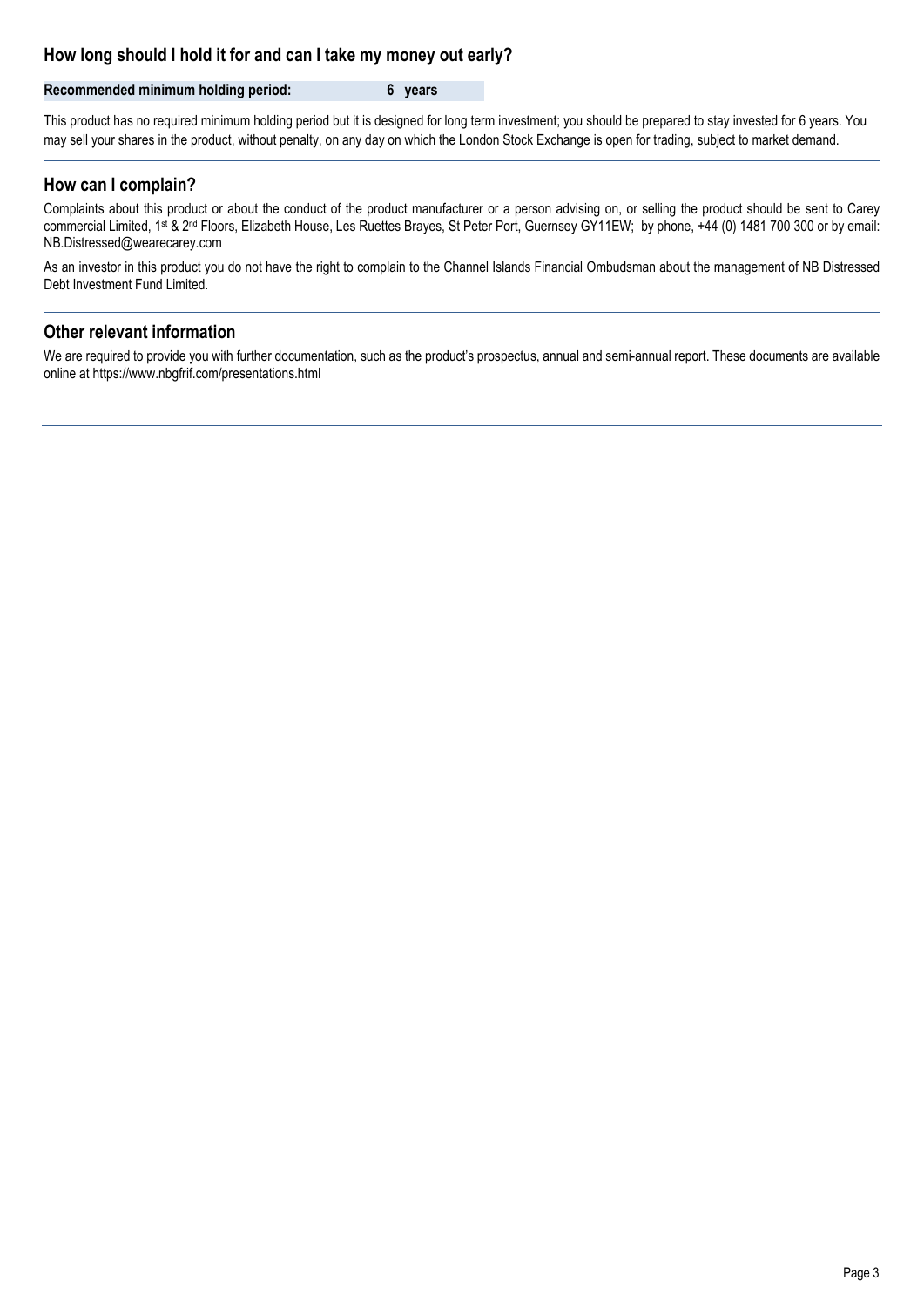## How long should I hold it for and can I take my money out early?

**Recommended minimum holding period: 6 years**

This product has no required minimum holding period but it is designed for long term investment; you should be prepared to stay invested for 6 years. You may sell your shares in the product, without penalty, on any day on which the London Stock Exchange is open for trading, subject to market demand.

## How can I complain?

Complaints about this product or about the conduct of the product manufacturer or a person advising on, or selling the product should be sent to Carey commercial Limited, 1st & 2nd Floors, Elizabeth House, Les Ruettes Brayes, St Peter Port, Guernsey GY11EW; by phone, +44 (0) 1481 700 300 or by email: NB.Distressed@wearecarey.com

As an investor in this product you do not have the right to complain to the Channel Islands Financial Ombudsman about the management of NB Distressed Debt Investment Fund Limited.

## Other relevant information

We are required to provide you with further documentation, such as the product's prospectus, annual and semi-annual report. These documents are available online at https://www.nbgfrif.com/presentations.html